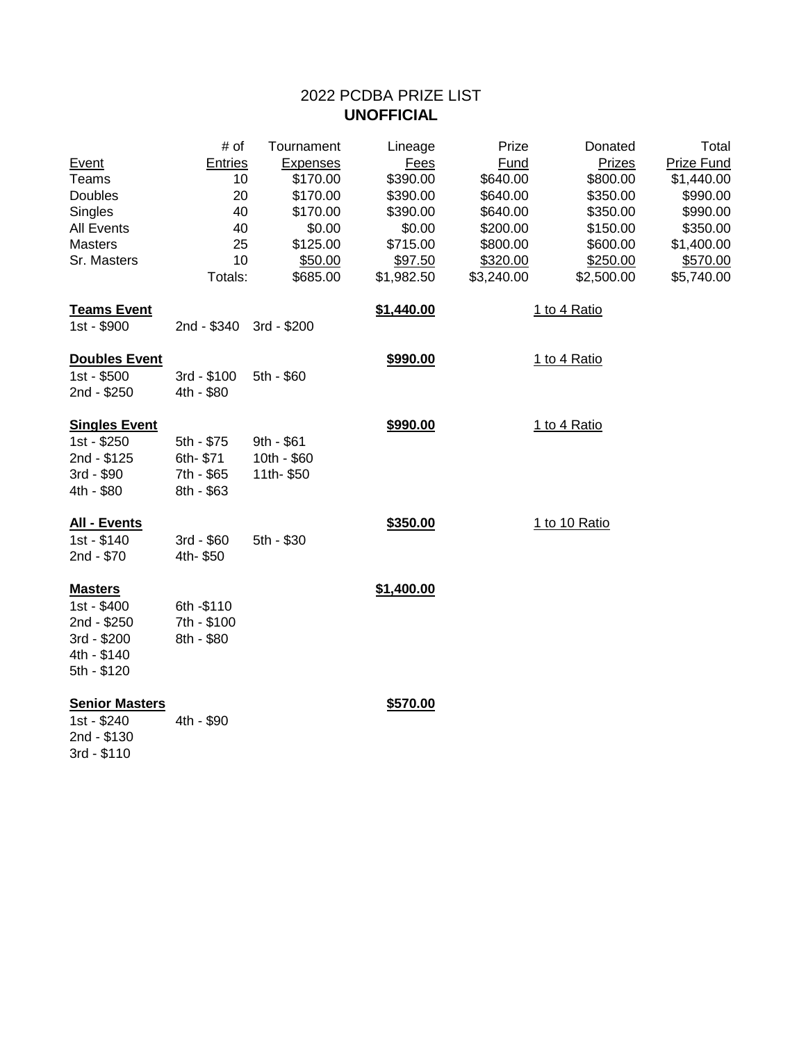# 2022 PCDBA PRIZE LIST
## **UNOFFICIAL**

| Event | # of Entries | Tournament Expenses | Lineage Fees | Prize Fund | Donated Prizes | Total Prize Fund |
|---|---|---|---|---|---|---|
| Teams | 10 | $170.00 | $390.00 | $640.00 | $800.00 | $1,440.00 |
| Doubles | 20 | $170.00 | $390.00 | $640.00 | $350.00 | $990.00 |
| Singles | 40 | $170.00 | $390.00 | $640.00 | $350.00 | $990.00 |
| All Events | 40 | $0.00 | $0.00 | $200.00 | $150.00 | $350.00 |
| Masters | 25 | $125.00 | $715.00 | $800.00 | $600.00 | $1,400.00 |
| Sr. Masters | 10 | $50.00 | $97.50 | $320.00 | $250.00 | $570.00 |
| | Totals: | $685.00 | $1,982.50 | $3,240.00 | $2,500.00 | $5,740.00 |

**Teams Event** — **$1,440.00** — 1 to 4 Ratio

1st - $900  
2nd - $340  
3rd - $200

**Doubles Event** — **$990.00** — 1 to 4 Ratio

1st - $500  
2nd - $250  
3rd - $100  
4th - $80  
5th - $60

**Singles Event** — **$990.00** — 1 to 4 Ratio

1st - $250  
2nd - $125  
3rd - $90  
4th - $80  
5th - $75  
6th- $71  
7th - $65  
8th - $63  
9th - $61  
10th - $60  
11th- $50

**All - Events** — **$350.00** — 1 to 10 Ratio

1st - $140  
2nd - $70  
3rd - $60  
4th- $50  
5th - $30

**Masters** — **$1,400.00**

1st - $400  
2nd - $250  
3rd - $200  
4th - $140  
5th - $120  
6th -$110  
7th - $100  
8th - $80

**Senior Masters** — **$570.00**

1st - $240  
2nd - $130  
3rd - $110  
4th - $90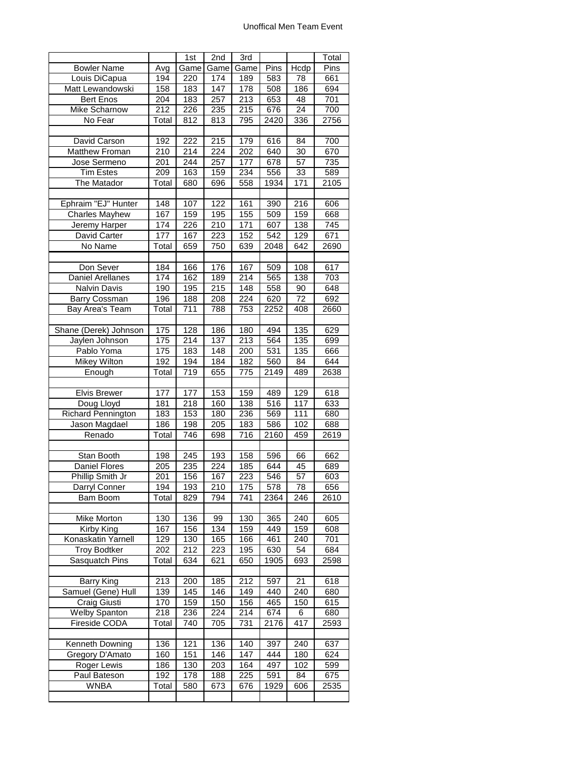# Unoffical Men Team Event

| | | 1st | 2nd | 3rd | | | Total |
|---|---|---|---|---|---|---|---|
| Bowler Name | Avg | Game | Game | Game | Pins | Hcdp | Pins |
| Louis DiCapua | 194 | 220 | 174 | 189 | 583 | 78 | 661 |
| Matt Lewandowski | 158 | 183 | 147 | 178 | 508 | 186 | 694 |
| Bert Enos | 204 | 183 | 257 | 213 | 653 | 48 | 701 |
| Mike Scharnow | 212 | 226 | 235 | 215 | 676 | 24 | 700 |
| No Fear | Total | 812 | 813 | 795 | 2420 | 336 | 2756 |
| | | | | | | | |
| David Carson | 192 | 222 | 215 | 179 | 616 | 84 | 700 |
| Matthew Froman | 210 | 214 | 224 | 202 | 640 | 30 | 670 |
| Jose Sermeno | 201 | 244 | 257 | 177 | 678 | 57 | 735 |
| Tim Estes | 209 | 163 | 159 | 234 | 556 | 33 | 589 |
| The Matador | Total | 680 | 696 | 558 | 1934 | 171 | 2105 |
| | | | | | | | |
| Ephraim "EJ" Hunter | 148 | 107 | 122 | 161 | 390 | 216 | 606 |
| Charles Mayhew | 167 | 159 | 195 | 155 | 509 | 159 | 668 |
| Jeremy Harper | 174 | 226 | 210 | 171 | 607 | 138 | 745 |
| David Carter | 177 | 167 | 223 | 152 | 542 | 129 | 671 |
| No Name | Total | 659 | 750 | 639 | 2048 | 642 | 2690 |
| | | | | | | | |
| Don Sever | 184 | 166 | 176 | 167 | 509 | 108 | 617 |
| Daniel Arellanes | 174 | 162 | 189 | 214 | 565 | 138 | 703 |
| Nalvin Davis | 190 | 195 | 215 | 148 | 558 | 90 | 648 |
| Barry Cossman | 196 | 188 | 208 | 224 | 620 | 72 | 692 |
| Bay Area's Team | Total | 711 | 788 | 753 | 2252 | 408 | 2660 |
| | | | | | | | |
| Shane (Derek) Johnson | 175 | 128 | 186 | 180 | 494 | 135 | 629 |
| Jaylen Johnson | 175 | 214 | 137 | 213 | 564 | 135 | 699 |
| Pablo Yoma | 175 | 183 | 148 | 200 | 531 | 135 | 666 |
| Mikey Wilton | 192 | 194 | 184 | 182 | 560 | 84 | 644 |
| Enough | Total | 719 | 655 | 775 | 2149 | 489 | 2638 |
| | | | | | | | |
| Elvis Brewer | 177 | 177 | 153 | 159 | 489 | 129 | 618 |
| Doug Lloyd | 181 | 218 | 160 | 138 | 516 | 117 | 633 |
| Richard Pennington | 183 | 153 | 180 | 236 | 569 | 111 | 680 |
| Jason Magdael | 186 | 198 | 205 | 183 | 586 | 102 | 688 |
| Renado | Total | 746 | 698 | 716 | 2160 | 459 | 2619 |
| | | | | | | | |
| Stan Booth | 198 | 245 | 193 | 158 | 596 | 66 | 662 |
| Daniel Flores | 205 | 235 | 224 | 185 | 644 | 45 | 689 |
| Phillip Smith Jr | 201 | 156 | 167 | 223 | 546 | 57 | 603 |
| Darryl Conner | 194 | 193 | 210 | 175 | 578 | 78 | 656 |
| Bam Boom | Total | 829 | 794 | 741 | 2364 | 246 | 2610 |
| | | | | | | | |
| Mike Morton | 130 | 136 | 99 | 130 | 365 | 240 | 605 |
| Kirby King | 167 | 156 | 134 | 159 | 449 | 159 | 608 |
| Konaskatin Yarnell | 129 | 130 | 165 | 166 | 461 | 240 | 701 |
| Troy Bodtker | 202 | 212 | 223 | 195 | 630 | 54 | 684 |
| Sasquatch Pins | Total | 634 | 621 | 650 | 1905 | 693 | 2598 |
| | | | | | | | |
| Barry King | 213 | 200 | 185 | 212 | 597 | 21 | 618 |
| Samuel (Gene) Hull | 139 | 145 | 146 | 149 | 440 | 240 | 680 |
| Craig Giusti | 170 | 159 | 150 | 156 | 465 | 150 | 615 |
| Welby Spanton | 218 | 236 | 224 | 214 | 674 | 6 | 680 |
| Fireside CODA | Total | 740 | 705 | 731 | 2176 | 417 | 2593 |
| | | | | | | | |
| Kenneth Downing | 136 | 121 | 136 | 140 | 397 | 240 | 637 |
| Gregory D'Amato | 160 | 151 | 146 | 147 | 444 | 180 | 624 |
| Roger Lewis | 186 | 130 | 203 | 164 | 497 | 102 | 599 |
| Paul Bateson | 192 | 178 | 188 | 225 | 591 | 84 | 675 |
| WNBA | Total | 580 | 673 | 676 | 1929 | 606 | 2535 |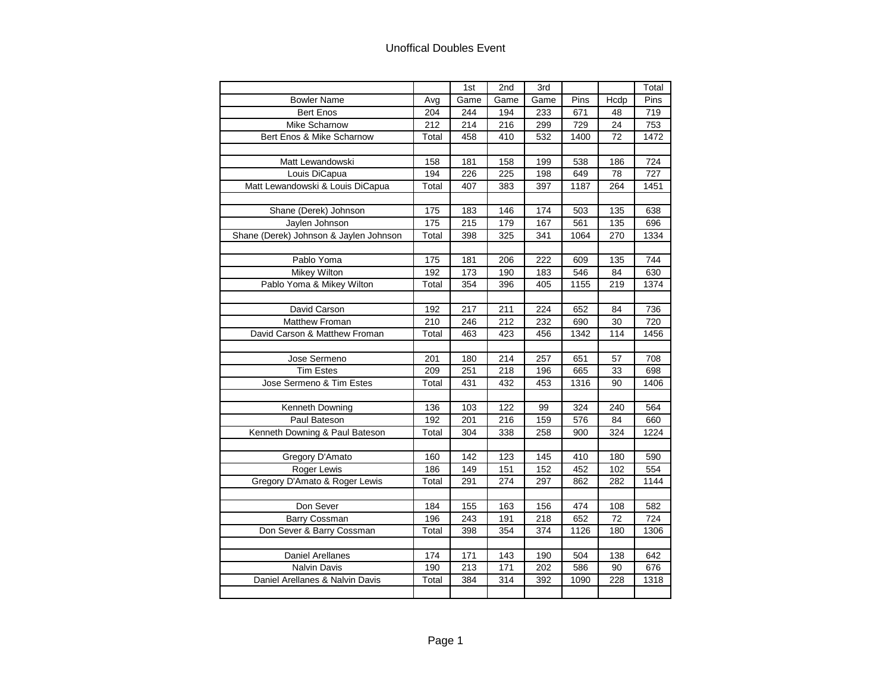# Unoffical Doubles Event

| Bowler Name | Avg | 1st Game | 2nd Game | 3rd Game | Pins | Hcdp | Total Pins |
|---|---|---|---|---|---|---|---|
| Bert Enos | 204 | 244 | 194 | 233 | 671 | 48 | 719 |
| Mike Scharnow | 212 | 214 | 216 | 299 | 729 | 24 | 753 |
| Bert Enos & Mike Scharnow | Total | 458 | 410 | 532 | 1400 | 72 | 1472 |
| | | | | | | | |
| Matt Lewandowski | 158 | 181 | 158 | 199 | 538 | 186 | 724 |
| Louis DiCapua | 194 | 226 | 225 | 198 | 649 | 78 | 727 |
| Matt Lewandowski & Louis DiCapua | Total | 407 | 383 | 397 | 1187 | 264 | 1451 |
| | | | | | | | |
| Shane (Derek) Johnson | 175 | 183 | 146 | 174 | 503 | 135 | 638 |
| Jaylen Johnson | 175 | 215 | 179 | 167 | 561 | 135 | 696 |
| Shane (Derek) Johnson & Jaylen Johnson | Total | 398 | 325 | 341 | 1064 | 270 | 1334 |
| | | | | | | | |
| Pablo Yoma | 175 | 181 | 206 | 222 | 609 | 135 | 744 |
| Mikey Wilton | 192 | 173 | 190 | 183 | 546 | 84 | 630 |
| Pablo Yoma & Mikey Wilton | Total | 354 | 396 | 405 | 1155 | 219 | 1374 |
| | | | | | | | |
| David Carson | 192 | 217 | 211 | 224 | 652 | 84 | 736 |
| Matthew Froman | 210 | 246 | 212 | 232 | 690 | 30 | 720 |
| David Carson & Matthew Froman | Total | 463 | 423 | 456 | 1342 | 114 | 1456 |
| | | | | | | | |
| Jose Sermeno | 201 | 180 | 214 | 257 | 651 | 57 | 708 |
| Tim Estes | 209 | 251 | 218 | 196 | 665 | 33 | 698 |
| Jose Sermeno & Tim Estes | Total | 431 | 432 | 453 | 1316 | 90 | 1406 |
| | | | | | | | |
| Kenneth Downing | 136 | 103 | 122 | 99 | 324 | 240 | 564 |
| Paul Bateson | 192 | 201 | 216 | 159 | 576 | 84 | 660 |
| Kenneth Downing & Paul Bateson | Total | 304 | 338 | 258 | 900 | 324 | 1224 |
| | | | | | | | |
| Gregory D'Amato | 160 | 142 | 123 | 145 | 410 | 180 | 590 |
| Roger Lewis | 186 | 149 | 151 | 152 | 452 | 102 | 554 |
| Gregory D'Amato & Roger Lewis | Total | 291 | 274 | 297 | 862 | 282 | 1144 |
| | | | | | | | |
| Don Sever | 184 | 155 | 163 | 156 | 474 | 108 | 582 |
| Barry Cossman | 196 | 243 | 191 | 218 | 652 | 72 | 724 |
| Don Sever & Barry Cossman | Total | 398 | 354 | 374 | 1126 | 180 | 1306 |
| | | | | | | | |
| Daniel Arellanes | 174 | 171 | 143 | 190 | 504 | 138 | 642 |
| Nalvin Davis | 190 | 213 | 171 | 202 | 586 | 90 | 676 |
| Daniel Arellanes & Nalvin Davis | Total | 384 | 314 | 392 | 1090 | 228 | 1318 |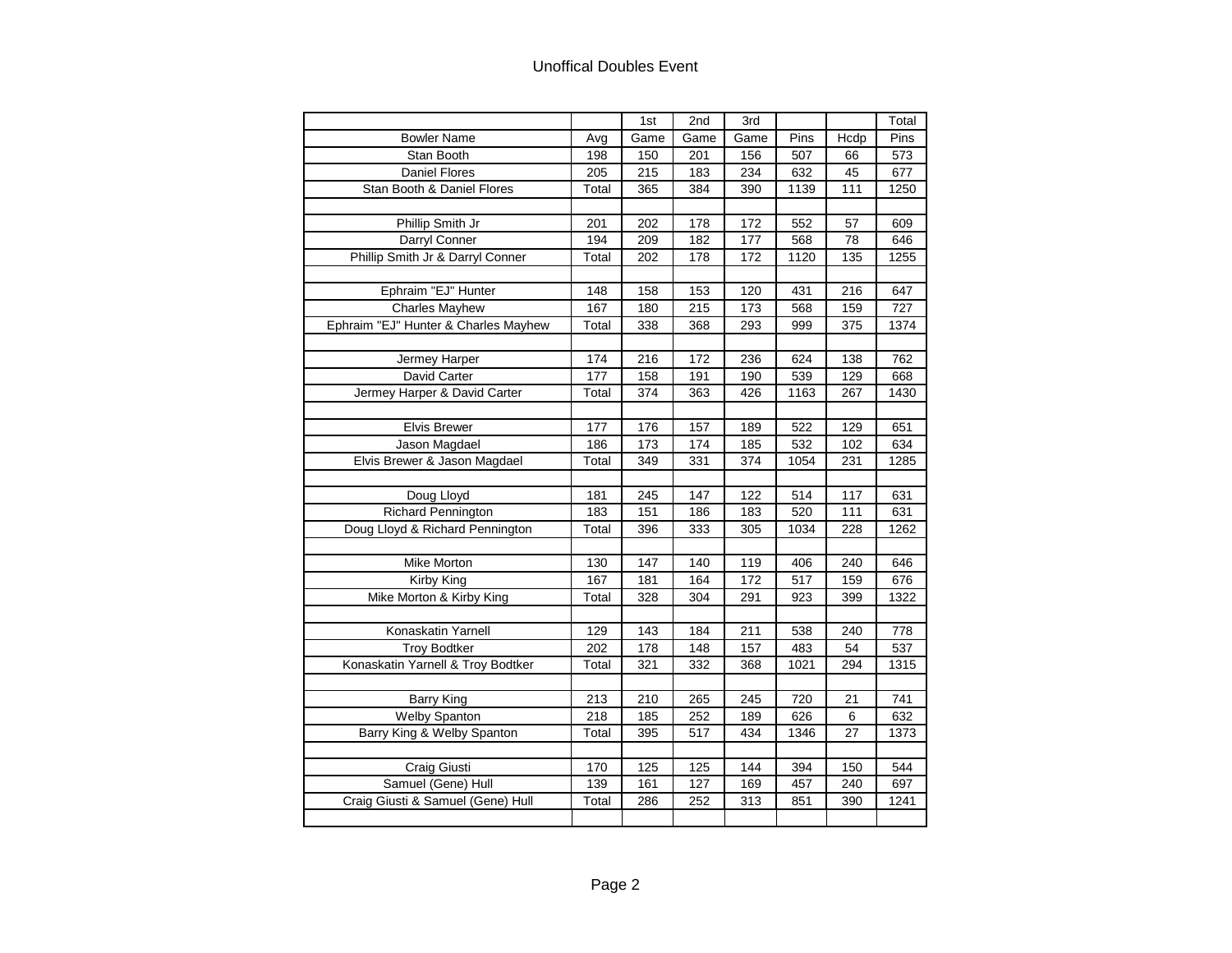# Unoffical Doubles Event

| Bowler Name | Avg | 1st Game | 2nd Game | 3rd Game | Pins | Hcdp | Total Pins |
|---|---|---|---|---|---|---|---|
| Stan Booth | 198 | 150 | 201 | 156 | 507 | 66 | 573 |
| Daniel Flores | 205 | 215 | 183 | 234 | 632 | 45 | 677 |
| Stan Booth & Daniel Flores | Total | 365 | 384 | 390 | 1139 | 111 | 1250 |
| | | | | | | | |
| Phillip Smith Jr | 201 | 202 | 178 | 172 | 552 | 57 | 609 |
| Darryl Conner | 194 | 209 | 182 | 177 | 568 | 78 | 646 |
| Phillip Smith Jr & Darryl Conner | Total | 202 | 178 | 172 | 1120 | 135 | 1255 |
| | | | | | | | |
| Ephraim "EJ" Hunter | 148 | 158 | 153 | 120 | 431 | 216 | 647 |
| Charles Mayhew | 167 | 180 | 215 | 173 | 568 | 159 | 727 |
| Ephraim "EJ" Hunter & Charles Mayhew | Total | 338 | 368 | 293 | 999 | 375 | 1374 |
| | | | | | | | |
| Jermey Harper | 174 | 216 | 172 | 236 | 624 | 138 | 762 |
| David Carter | 177 | 158 | 191 | 190 | 539 | 129 | 668 |
| Jermey Harper & David Carter | Total | 374 | 363 | 426 | 1163 | 267 | 1430 |
| | | | | | | | |
| Elvis Brewer | 177 | 176 | 157 | 189 | 522 | 129 | 651 |
| Jason Magdael | 186 | 173 | 174 | 185 | 532 | 102 | 634 |
| Elvis Brewer & Jason Magdael | Total | 349 | 331 | 374 | 1054 | 231 | 1285 |
| | | | | | | | |
| Doug Lloyd | 181 | 245 | 147 | 122 | 514 | 117 | 631 |
| Richard Pennington | 183 | 151 | 186 | 183 | 520 | 111 | 631 |
| Doug Lloyd & Richard Pennington | Total | 396 | 333 | 305 | 1034 | 228 | 1262 |
| | | | | | | | |
| Mike Morton | 130 | 147 | 140 | 119 | 406 | 240 | 646 |
| Kirby King | 167 | 181 | 164 | 172 | 517 | 159 | 676 |
| Mike Morton & Kirby King | Total | 328 | 304 | 291 | 923 | 399 | 1322 |
| | | | | | | | |
| Konaskatin Yarnell | 129 | 143 | 184 | 211 | 538 | 240 | 778 |
| Troy Bodtker | 202 | 178 | 148 | 157 | 483 | 54 | 537 |
| Konaskatin Yarnell & Troy Bodtker | Total | 321 | 332 | 368 | 1021 | 294 | 1315 |
| | | | | | | | |
| Barry King | 213 | 210 | 265 | 245 | 720 | 21 | 741 |
| Welby Spanton | 218 | 185 | 252 | 189 | 626 | 6 | 632 |
| Barry King & Welby Spanton | Total | 395 | 517 | 434 | 1346 | 27 | 1373 |
| | | | | | | | |
| Craig Giusti | 170 | 125 | 125 | 144 | 394 | 150 | 544 |
| Samuel (Gene) Hull | 139 | 161 | 127 | 169 | 457 | 240 | 697 |
| Craig Giusti & Samuel (Gene) Hull | Total | 286 | 252 | 313 | 851 | 390 | 1241 |
| | | | | | | | |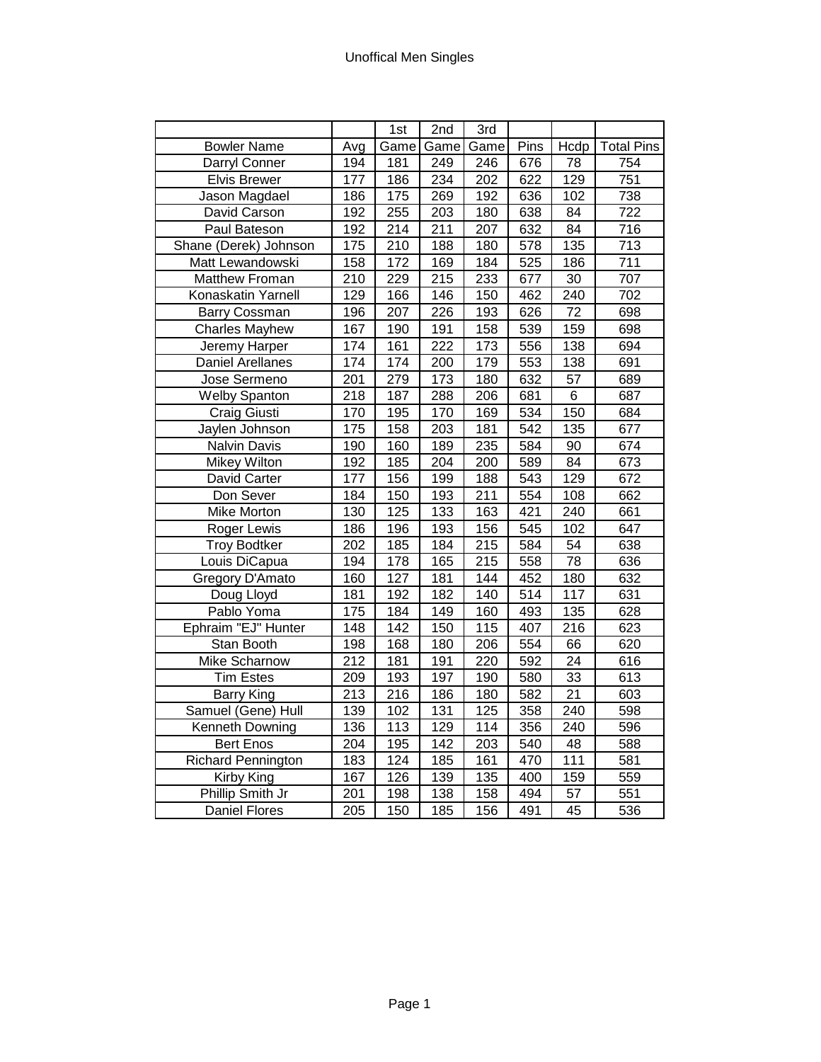# Unoffical Men Singles

| Bowler Name | Avg | 1st Game | 2nd Game | 3rd Game | Pins | Hcdp | Total Pins |
|---|---|---|---|---|---|---|---|
| Darryl Conner | 194 | 181 | 249 | 246 | 676 | 78 | 754 |
| Elvis Brewer | 177 | 186 | 234 | 202 | 622 | 129 | 751 |
| Jason Magdael | 186 | 175 | 269 | 192 | 636 | 102 | 738 |
| David Carson | 192 | 255 | 203 | 180 | 638 | 84 | 722 |
| Paul Bateson | 192 | 214 | 211 | 207 | 632 | 84 | 716 |
| Shane (Derek) Johnson | 175 | 210 | 188 | 180 | 578 | 135 | 713 |
| Matt Lewandowski | 158 | 172 | 169 | 184 | 525 | 186 | 711 |
| Matthew Froman | 210 | 229 | 215 | 233 | 677 | 30 | 707 |
| Konaskatin Yarnell | 129 | 166 | 146 | 150 | 462 | 240 | 702 |
| Barry Cossman | 196 | 207 | 226 | 193 | 626 | 72 | 698 |
| Charles Mayhew | 167 | 190 | 191 | 158 | 539 | 159 | 698 |
| Jeremy Harper | 174 | 161 | 222 | 173 | 556 | 138 | 694 |
| Daniel Arellanes | 174 | 174 | 200 | 179 | 553 | 138 | 691 |
| Jose Sermeno | 201 | 279 | 173 | 180 | 632 | 57 | 689 |
| Welby Spanton | 218 | 187 | 288 | 206 | 681 | 6 | 687 |
| Craig Giusti | 170 | 195 | 170 | 169 | 534 | 150 | 684 |
| Jaylen Johnson | 175 | 158 | 203 | 181 | 542 | 135 | 677 |
| Nalvin Davis | 190 | 160 | 189 | 235 | 584 | 90 | 674 |
| Mikey Wilton | 192 | 185 | 204 | 200 | 589 | 84 | 673 |
| David Carter | 177 | 156 | 199 | 188 | 543 | 129 | 672 |
| Don Sever | 184 | 150 | 193 | 211 | 554 | 108 | 662 |
| Mike Morton | 130 | 125 | 133 | 163 | 421 | 240 | 661 |
| Roger Lewis | 186 | 196 | 193 | 156 | 545 | 102 | 647 |
| Troy Bodtker | 202 | 185 | 184 | 215 | 584 | 54 | 638 |
| Louis DiCapua | 194 | 178 | 165 | 215 | 558 | 78 | 636 |
| Gregory D'Amato | 160 | 127 | 181 | 144 | 452 | 180 | 632 |
| Doug Lloyd | 181 | 192 | 182 | 140 | 514 | 117 | 631 |
| Pablo Yoma | 175 | 184 | 149 | 160 | 493 | 135 | 628 |
| Ephraim "EJ" Hunter | 148 | 142 | 150 | 115 | 407 | 216 | 623 |
| Stan Booth | 198 | 168 | 180 | 206 | 554 | 66 | 620 |
| Mike Scharnow | 212 | 181 | 191 | 220 | 592 | 24 | 616 |
| Tim Estes | 209 | 193 | 197 | 190 | 580 | 33 | 613 |
| Barry King | 213 | 216 | 186 | 180 | 582 | 21 | 603 |
| Samuel (Gene) Hull | 139 | 102 | 131 | 125 | 358 | 240 | 598 |
| Kenneth Downing | 136 | 113 | 129 | 114 | 356 | 240 | 596 |
| Bert Enos | 204 | 195 | 142 | 203 | 540 | 48 | 588 |
| Richard Pennington | 183 | 124 | 185 | 161 | 470 | 111 | 581 |
| Kirby King | 167 | 126 | 139 | 135 | 400 | 159 | 559 |
| Phillip Smith Jr | 201 | 198 | 138 | 158 | 494 | 57 | 551 |
| Daniel Flores | 205 | 150 | 185 | 156 | 491 | 45 | 536 |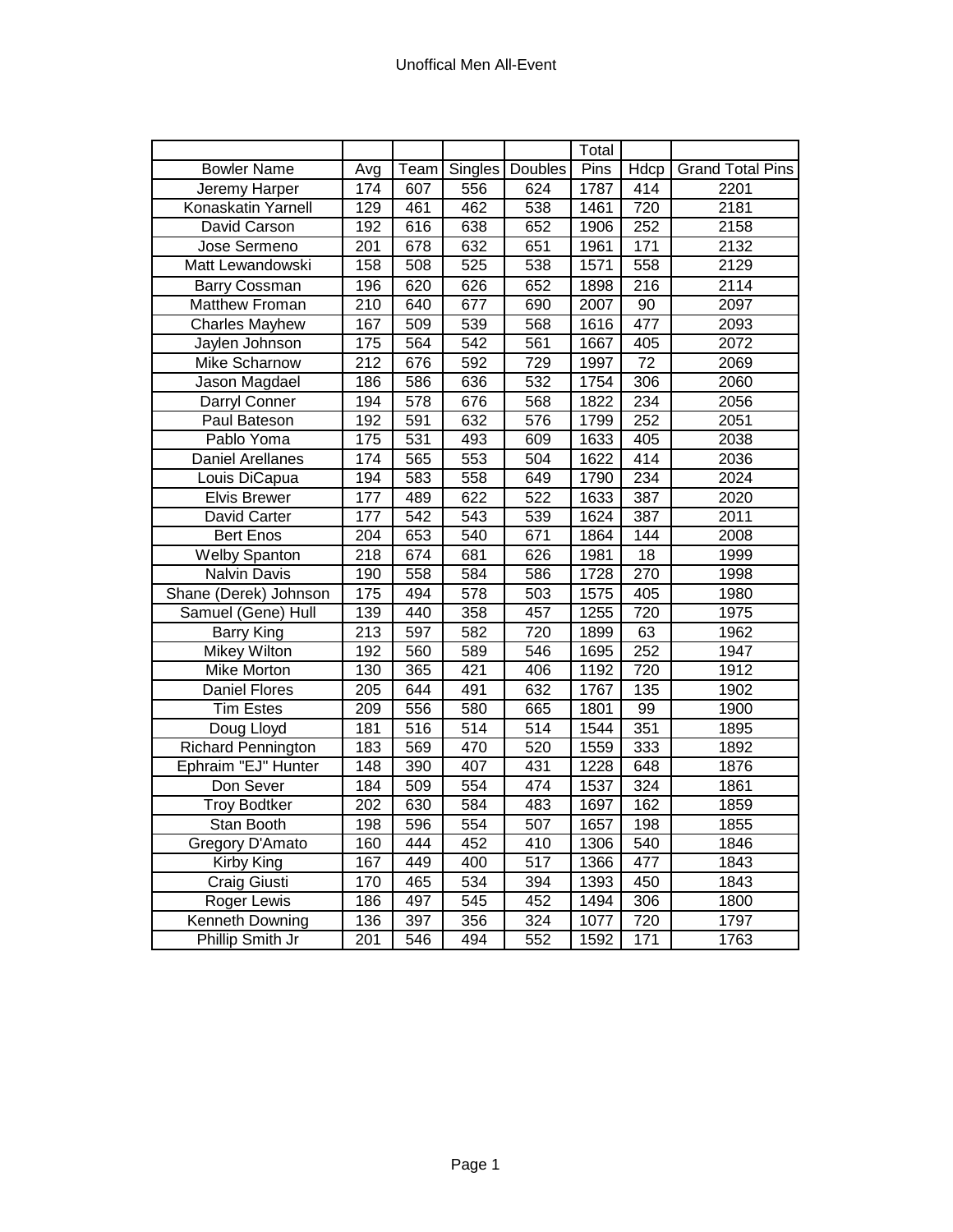# Unoffical Men All-Event

| Bowler Name | Avg | Team | Singles | Doubles | Total Pins | Hdcp | Grand Total Pins |
|---|---|---|---|---|---|---|---|
| Jeremy Harper | 174 | 607 | 556 | 624 | 1787 | 414 | 2201 |
| Konaskatin Yarnell | 129 | 461 | 462 | 538 | 1461 | 720 | 2181 |
| David Carson | 192 | 616 | 638 | 652 | 1906 | 252 | 2158 |
| Jose Sermeno | 201 | 678 | 632 | 651 | 1961 | 171 | 2132 |
| Matt Lewandowski | 158 | 508 | 525 | 538 | 1571 | 558 | 2129 |
| Barry Cossman | 196 | 620 | 626 | 652 | 1898 | 216 | 2114 |
| Matthew Froman | 210 | 640 | 677 | 690 | 2007 | 90 | 2097 |
| Charles Mayhew | 167 | 509 | 539 | 568 | 1616 | 477 | 2093 |
| Jaylen Johnson | 175 | 564 | 542 | 561 | 1667 | 405 | 2072 |
| Mike Scharnow | 212 | 676 | 592 | 729 | 1997 | 72 | 2069 |
| Jason Magdael | 186 | 586 | 636 | 532 | 1754 | 306 | 2060 |
| Darryl Conner | 194 | 578 | 676 | 568 | 1822 | 234 | 2056 |
| Paul Bateson | 192 | 591 | 632 | 576 | 1799 | 252 | 2051 |
| Pablo Yoma | 175 | 531 | 493 | 609 | 1633 | 405 | 2038 |
| Daniel Arellanes | 174 | 565 | 553 | 504 | 1622 | 414 | 2036 |
| Louis DiCapua | 194 | 583 | 558 | 649 | 1790 | 234 | 2024 |
| Elvis Brewer | 177 | 489 | 622 | 522 | 1633 | 387 | 2020 |
| David Carter | 177 | 542 | 543 | 539 | 1624 | 387 | 2011 |
| Bert Enos | 204 | 653 | 540 | 671 | 1864 | 144 | 2008 |
| Welby Spanton | 218 | 674 | 681 | 626 | 1981 | 18 | 1999 |
| Nalvin Davis | 190 | 558 | 584 | 586 | 1728 | 270 | 1998 |
| Shane (Derek) Johnson | 175 | 494 | 578 | 503 | 1575 | 405 | 1980 |
| Samuel (Gene) Hull | 139 | 440 | 358 | 457 | 1255 | 720 | 1975 |
| Barry King | 213 | 597 | 582 | 720 | 1899 | 63 | 1962 |
| Mikey Wilton | 192 | 560 | 589 | 546 | 1695 | 252 | 1947 |
| Mike Morton | 130 | 365 | 421 | 406 | 1192 | 720 | 1912 |
| Daniel Flores | 205 | 644 | 491 | 632 | 1767 | 135 | 1902 |
| Tim Estes | 209 | 556 | 580 | 665 | 1801 | 99 | 1900 |
| Doug Lloyd | 181 | 516 | 514 | 514 | 1544 | 351 | 1895 |
| Richard Pennington | 183 | 569 | 470 | 520 | 1559 | 333 | 1892 |
| Ephraim "EJ" Hunter | 148 | 390 | 407 | 431 | 1228 | 648 | 1876 |
| Don Sever | 184 | 509 | 554 | 474 | 1537 | 324 | 1861 |
| Troy Bodtker | 202 | 630 | 584 | 483 | 1697 | 162 | 1859 |
| Stan Booth | 198 | 596 | 554 | 507 | 1657 | 198 | 1855 |
| Gregory D'Amato | 160 | 444 | 452 | 410 | 1306 | 540 | 1846 |
| Kirby King | 167 | 449 | 400 | 517 | 1366 | 477 | 1843 |
| Craig Giusti | 170 | 465 | 534 | 394 | 1393 | 450 | 1843 |
| Roger Lewis | 186 | 497 | 545 | 452 | 1494 | 306 | 1800 |
| Kenneth Downing | 136 | 397 | 356 | 324 | 1077 | 720 | 1797 |
| Phillip Smith Jr | 201 | 546 | 494 | 552 | 1592 | 171 | 1763 |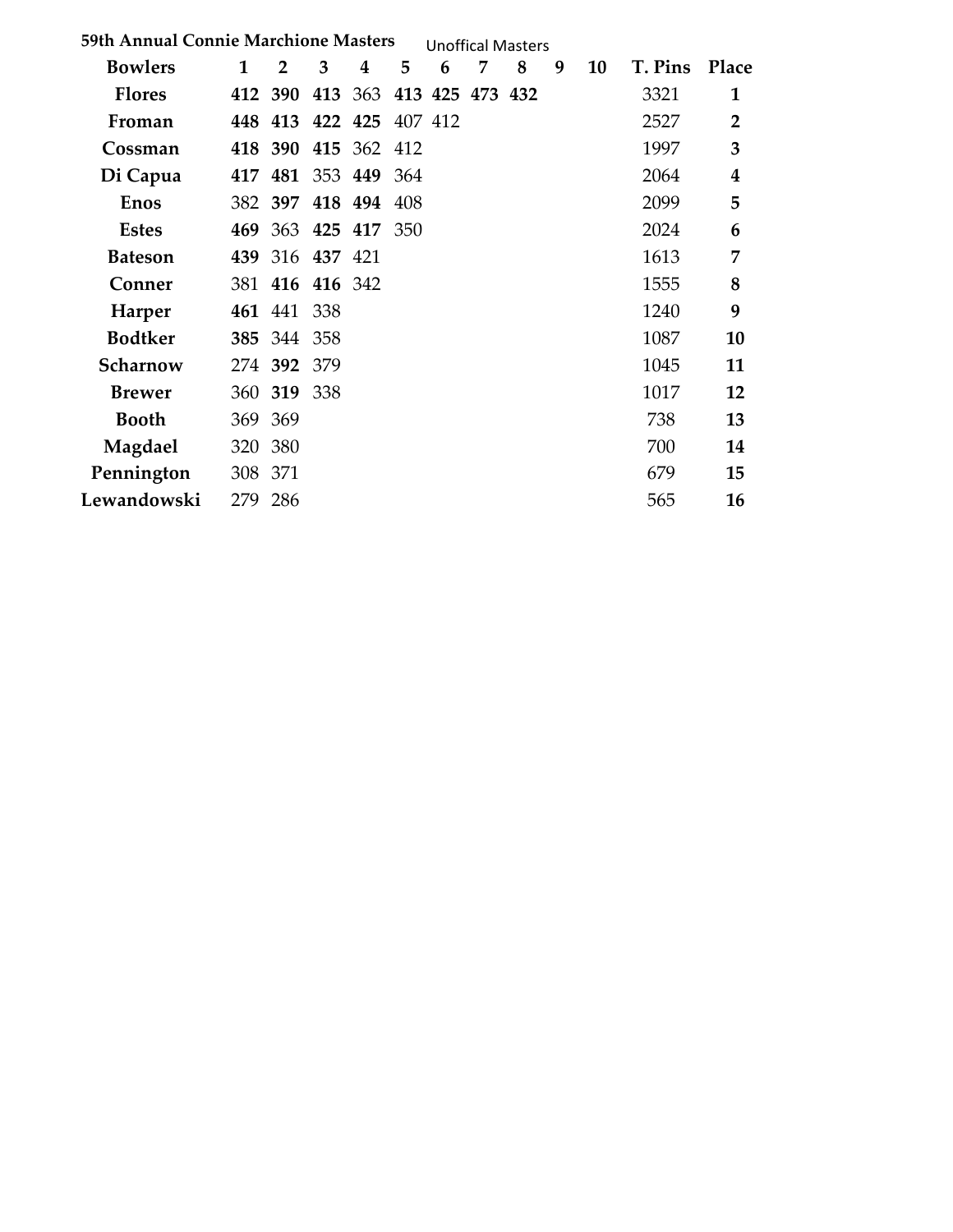**59th Annual Connie Marchione Masters** Unoffical Masters

| Bowlers | 1 | 2 | 3 | 4 | 5 | 6 | 7 | 8 | 9 | 10 | T. Pins | Place |
|---|---|---|---|---|---|---|---|---|---|---|---|---|
| **Flores** | **412** | **390** | **413** | 363 | **413** | **425** | **473** | **432** | | | 3321 | **1** |
| **Froman** | **448** | **413** | **422** | **425** | 407 | 412 | | | | | 2527 | **2** |
| **Cossman** | **418** | **390** | **415** | 362 | 412 | | | | | | 1997 | **3** |
| **Di Capua** | **417** | **481** | 353 | **449** | 364 | | | | | | 2064 | **4** |
| **Enos** | 382 | **397** | **418** | **494** | 408 | | | | | | 2099 | **5** |
| **Estes** | **469** | 363 | **425** | **417** | 350 | | | | | | 2024 | **6** |
| **Bateson** | **439** | 316 | **437** | 421 | | | | | | | 1613 | **7** |
| **Conner** | 381 | **416** | **416** | 342 | | | | | | | 1555 | **8** |
| **Harper** | **461** | 441 | 338 | | | | | | | | 1240 | **9** |
| **Bodtker** | **385** | 344 | 358 | | | | | | | | 1087 | **10** |
| **Scharnow** | 274 | **392** | 379 | | | | | | | | 1045 | **11** |
| **Brewer** | 360 | **319** | 338 | | | | | | | | 1017 | **12** |
| **Booth** | 369 | 369 | | | | | | | | | 738 | **13** |
| **Magdael** | 320 | 380 | | | | | | | | | 700 | **14** |
| **Pennington** | 308 | 371 | | | | | | | | | 679 | **15** |
| **Lewandowski** | 279 | 286 | | | | | | | | | 565 | **16** |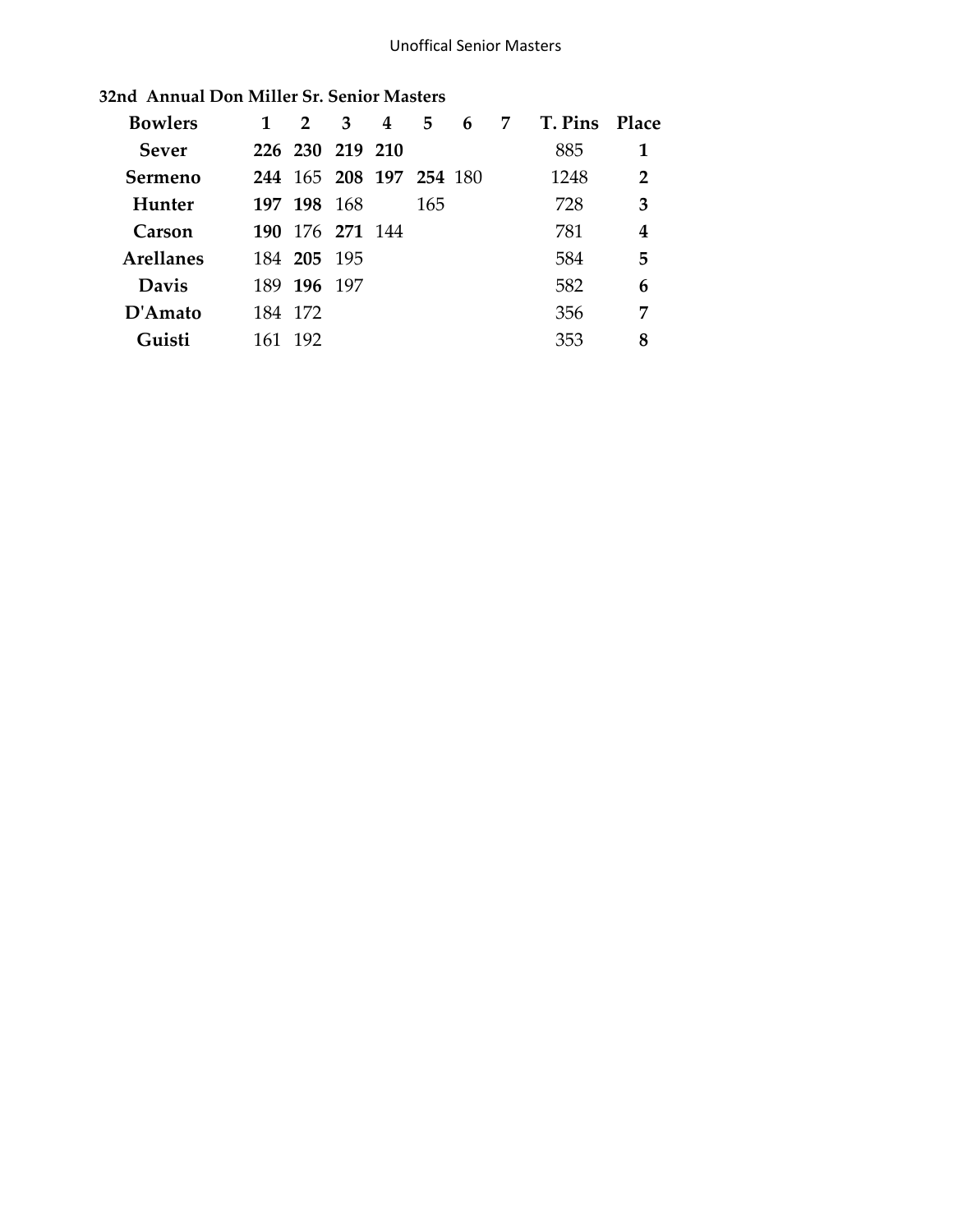**32nd Annual Don Miller Sr. Senior Masters**

| Bowlers | 1 | 2 | 3 | 4 | 5 | 6 | 7 | T. Pins | Place |
|---|---|---|---|---|---|---|---|---|---|
| **Sever** | **226** | **230** | **219** | **210** | | | | 885 | **1** |
| **Sermeno** | **244** | 165 | **208** | **197** | **254** | 180 | | 1248 | **2** |
| **Hunter** | **197** | **198** | 168 | | 165 | | | 728 | **3** |
| **Carson** | **190** | 176 | **271** | 144 | | | | 781 | **4** |
| **Arellanes** | 184 | **205** | 195 | | | | | 584 | **5** |
| **Davis** | 189 | **196** | 197 | | | | | 582 | **6** |
| **D'Amato** | 184 | 172 | | | | | | 356 | **7** |
| **Guisti** | 161 | 192 | | | | | | 353 | **8** |